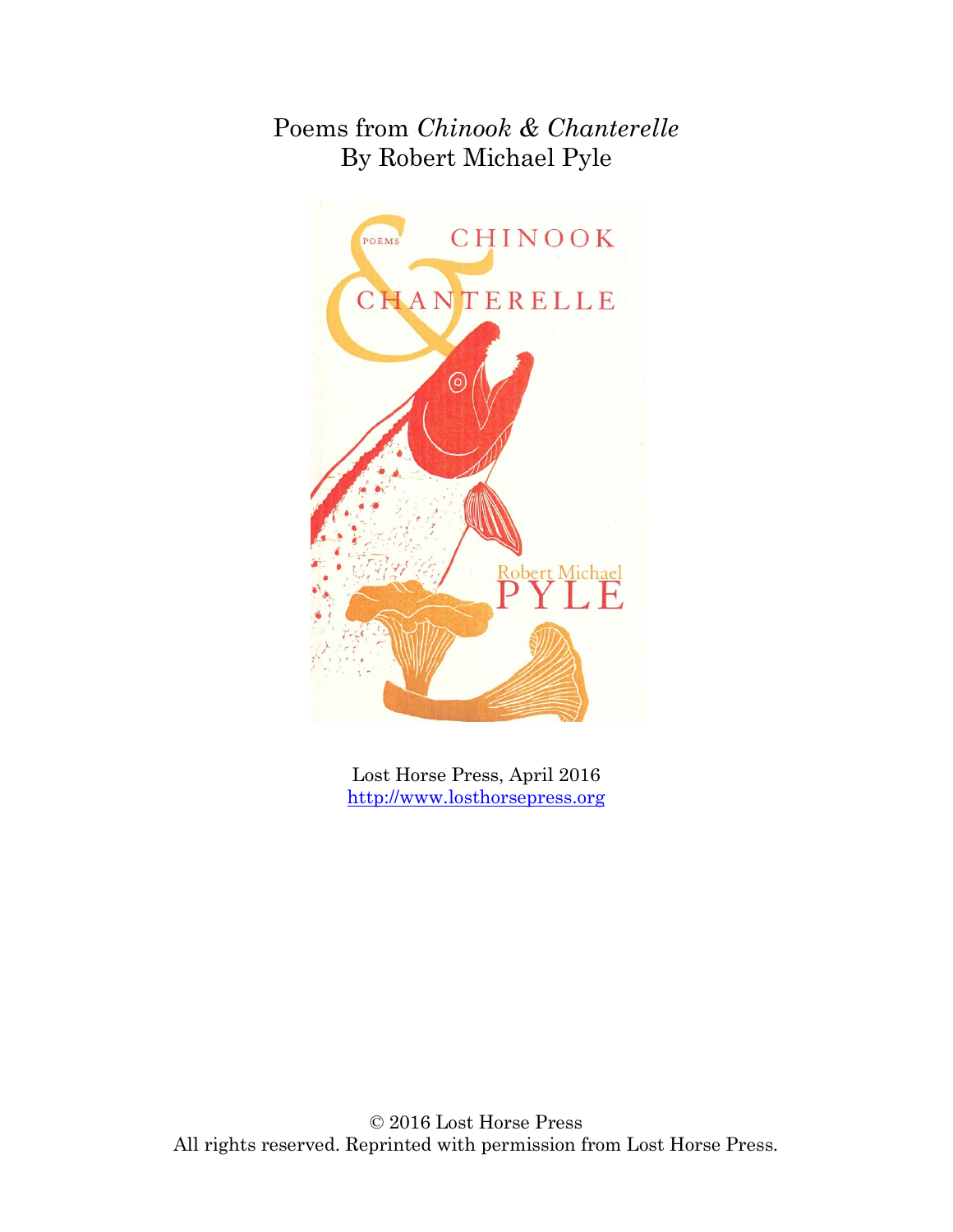# Poems from *Chinook & Chanterelle*
## By Robert Michael Pyle

Lost Horse Press, April 2016
http://www.losthorsepress.org

© 2016 Lost Horse Press
All rights reserved. Reprinted with permission from Lost Horse Press.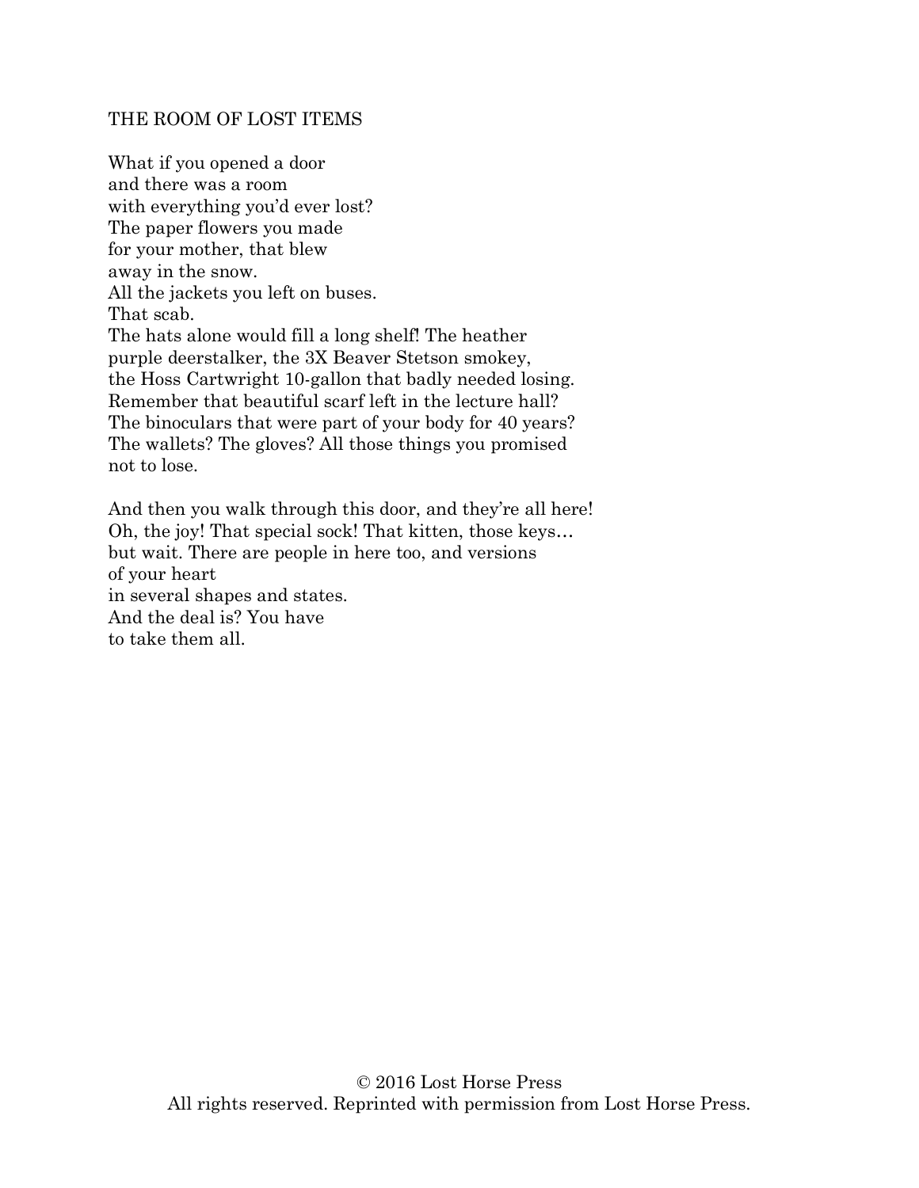# THE ROOM OF LOST ITEMS

What if you opened a door  
and there was a room  
with everything you'd ever lost?  
The paper flowers you made  
for your mother, that blew  
away in the snow.  
All the jackets you left on buses.  
That scab.  
The hats alone would fill a long shelf! The heather  
purple deerstalker, the 3X Beaver Stetson smokey,  
the Hoss Cartwright 10-gallon that badly needed losing.  
Remember that beautiful scarf left in the lecture hall?  
The binoculars that were part of your body for 40 years?  
The wallets? The gloves? All those things you promised  
not to lose.

And then you walk through this door, and they're all here!  
Oh, the joy! That special sock! That kitten, those keys…  
but wait. There are people in here too, and versions  
of your heart  
in several shapes and states.  
And the deal is? You have  
to take them all.

© 2016 Lost Horse Press  
All rights reserved. Reprinted with permission from Lost Horse Press.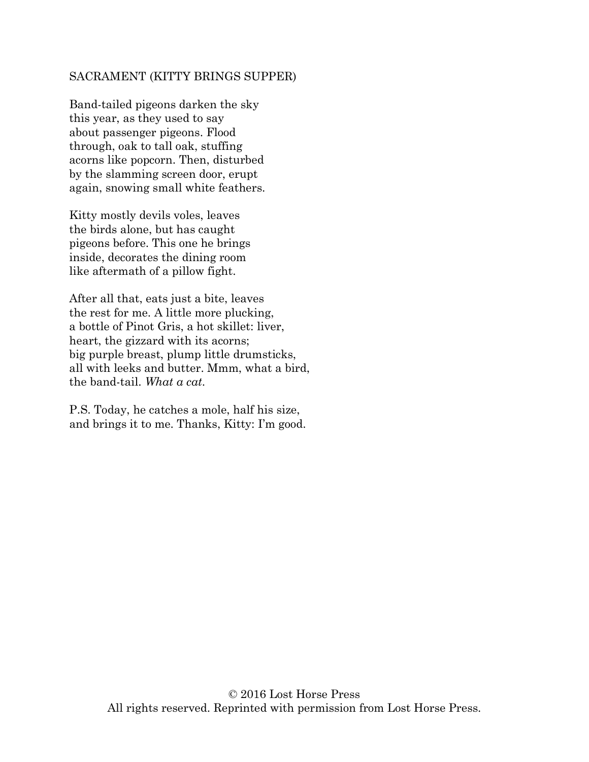## SACRAMENT (KITTY BRINGS SUPPER)

Band-tailed pigeons darken the sky  
this year, as they used to say  
about passenger pigeons. Flood  
through, oak to tall oak, stuffing  
acorns like popcorn. Then, disturbed  
by the slamming screen door, erupt  
again, snowing small white feathers.

Kitty mostly devils voles, leaves  
the birds alone, but has caught  
pigeons before. This one he brings  
inside, decorates the dining room  
like aftermath of a pillow fight.

After all that, eats just a bite, leaves  
the rest for me. A little more plucking,  
a bottle of Pinot Gris, a hot skillet: liver,  
heart, the gizzard with its acorns;  
big purple breast, plump little drumsticks,  
all with leeks and butter. Mmm, what a bird,  
the band-tail. *What a cat*.

P.S. Today, he catches a mole, half his size,  
and brings it to me. Thanks, Kitty: I'm good.

© 2016 Lost Horse Press  
All rights reserved. Reprinted with permission from Lost Horse Press.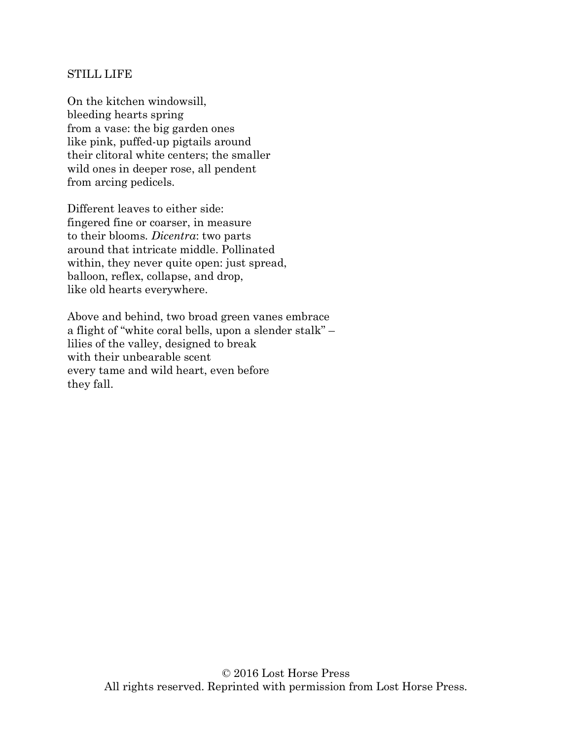STILL LIFE

On the kitchen windowsill,  
bleeding hearts spring  
from a vase: the big garden ones  
like pink, puffed-up pigtails around  
their clitoral white centers; the smaller  
wild ones in deeper rose, all pendent  
from arcing pedicels.

Different leaves to either side:  
fingered fine or coarser, in measure  
to their blooms. *Dicentra*: two parts  
around that intricate middle. Pollinated  
within, they never quite open: just spread,  
balloon, reflex, collapse, and drop,  
like old hearts everywhere.

Above and behind, two broad green vanes embrace  
a flight of "white coral bells, upon a slender stalk" –  
lilies of the valley, designed to break  
with their unbearable scent  
every tame and wild heart, even before  
they fall.

© 2016 Lost Horse Press  
All rights reserved. Reprinted with permission from Lost Horse Press.